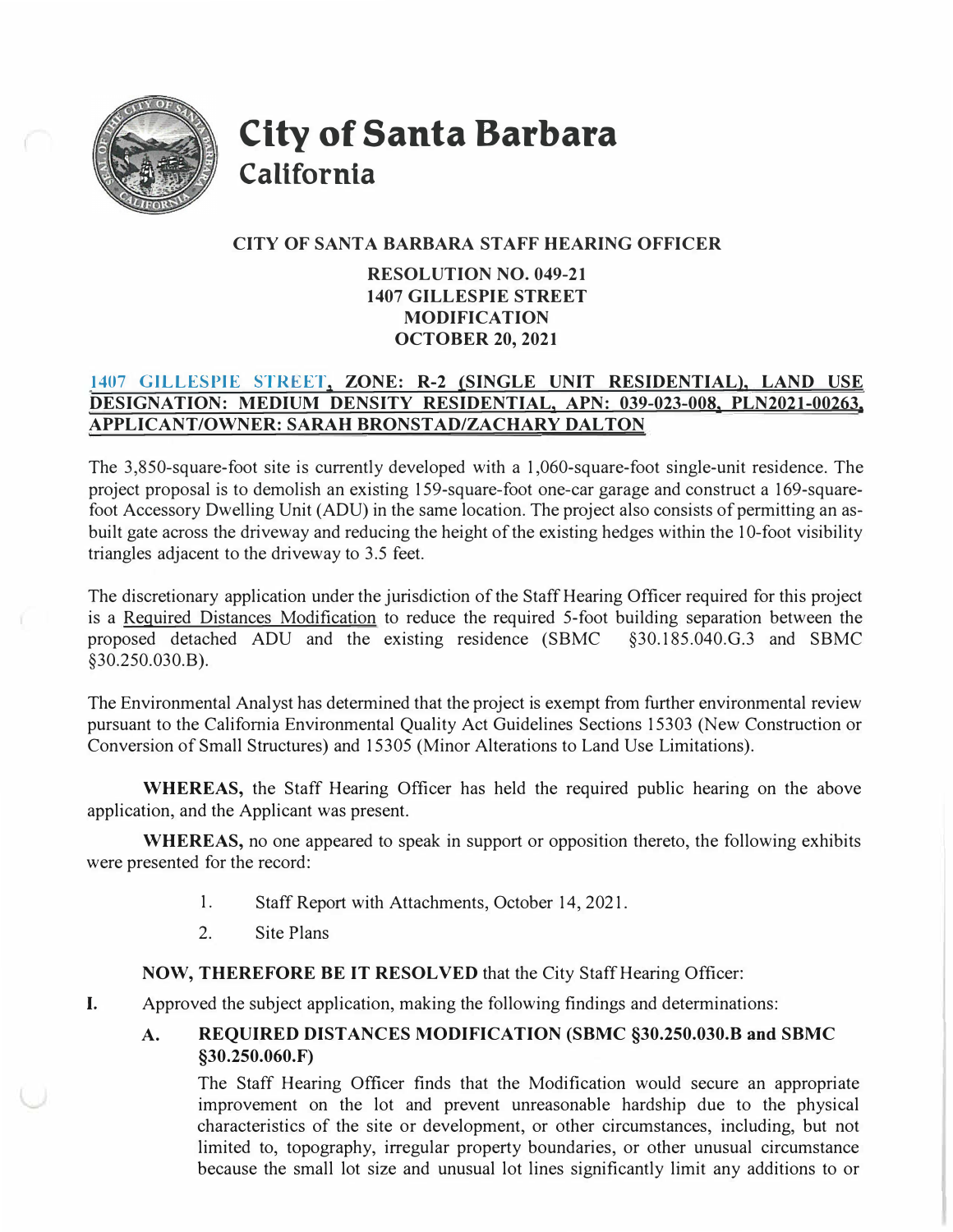# City of Santa Barbara
## California

### CITY OF SANTA BARBARA STAFF HEARING OFFICER

**RESOLUTION NO. 049-21**
**1407 GILLESPIE STREET**
**MODIFICATION**
**OCTOBER 20, 2021**

**1407 GILLESPIE STREET, ZONE: R-2 (SINGLE UNIT RESIDENTIAL), LAND USE DESIGNATION: MEDIUM DENSITY RESIDENTIAL, APN: 039-023-008, PLN2021-00263, APPLICANT/OWNER: SARAH BRONSTAD/ZACHARY DALTON**

The 3,850-square-foot site is currently developed with a 1,060-square-foot single-unit residence. The project proposal is to demolish an existing 159-square-foot one-car garage and construct a 169-square-foot Accessory Dwelling Unit (ADU) in the same location. The project also consists of permitting an as-built gate across the driveway and reducing the height of the existing hedges within the 10-foot visibility triangles adjacent to the driveway to 3.5 feet.

The discretionary application under the jurisdiction of the Staff Hearing Officer required for this project is a Required Distances Modification to reduce the required 5-foot building separation between the proposed detached ADU and the existing residence (SBMC §30.185.040.G.3 and SBMC §30.250.030.B).

The Environmental Analyst has determined that the project is exempt from further environmental review pursuant to the California Environmental Quality Act Guidelines Sections 15303 (New Construction or Conversion of Small Structures) and 15305 (Minor Alterations to Land Use Limitations).

**WHEREAS,** the Staff Hearing Officer has held the required public hearing on the above application, and the Applicant was present.

**WHEREAS,** no one appeared to speak in support or opposition thereto, the following exhibits were presented for the record:

1. Staff Report with Attachments, October 14, 2021.
2. Site Plans

**NOW, THEREFORE BE IT RESOLVED** that the City Staff Hearing Officer:

**I.** Approved the subject application, making the following findings and determinations:

**A. REQUIRED DISTANCES MODIFICATION (SBMC §30.250.030.B and SBMC §30.250.060.F)**

The Staff Hearing Officer finds that the Modification would secure an appropriate improvement on the lot and prevent unreasonable hardship due to the physical characteristics of the site or development, or other circumstances, including, but not limited to, topography, irregular property boundaries, or other unusual circumstance because the small lot size and unusual lot lines significantly limit any additions to or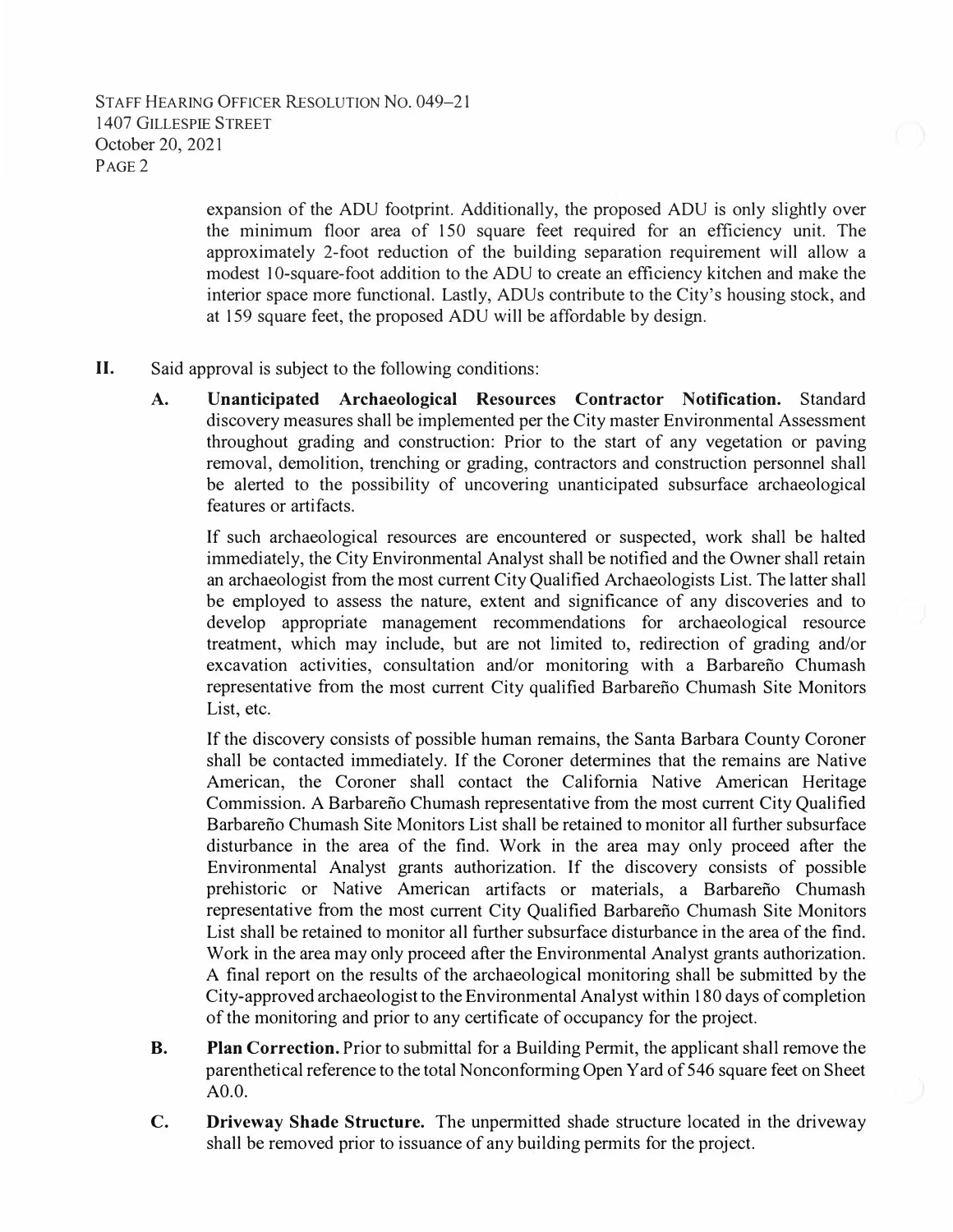expansion of the ADU footprint. Additionally, the proposed ADU is only slightly over the minimum floor area of 150 square feet required for an efficiency unit. The approximately 2-foot reduction of the building separation requirement will allow a modest 10-square-foot addition to the ADU to create an efficiency kitchen and make the interior space more functional. Lastly, ADUs contribute to the City's housing stock, and at 159 square feet, the proposed ADU will be affordable by design.

**II.** Said approval is subject to the following conditions:

**A. Unanticipated Archaeological Resources Contractor Notification.** Standard discovery measures shall be implemented per the City master Environmental Assessment throughout grading and construction: Prior to the start of any vegetation or paving removal, demolition, trenching or grading, contractors and construction personnel shall be alerted to the possibility of uncovering unanticipated subsurface archaeological features or artifacts.

If such archaeological resources are encountered or suspected, work shall be halted immediately, the City Environmental Analyst shall be notified and the Owner shall retain an archaeologist from the most current City Qualified Archaeologists List. The latter shall be employed to assess the nature, extent and significance of any discoveries and to develop appropriate management recommendations for archaeological resource treatment, which may include, but are not limited to, redirection of grading and/or excavation activities, consultation and/or monitoring with a Barbareño Chumash representative from the most current City qualified Barbareño Chumash Site Monitors List, etc.

If the discovery consists of possible human remains, the Santa Barbara County Coroner shall be contacted immediately. If the Coroner determines that the remains are Native American, the Coroner shall contact the California Native American Heritage Commission. A Barbareño Chumash representative from the most current City Qualified Barbareño Chumash Site Monitors List shall be retained to monitor all further subsurface disturbance in the area of the find. Work in the area may only proceed after the Environmental Analyst grants authorization. If the discovery consists of possible prehistoric or Native American artifacts or materials, a Barbareño Chumash representative from the most current City Qualified Barbareño Chumash Site Monitors List shall be retained to monitor all further subsurface disturbance in the area of the find. Work in the area may only proceed after the Environmental Analyst grants authorization. A final report on the results of the archaeological monitoring shall be submitted by the City-approved archaeologist to the Environmental Analyst within 180 days of completion of the monitoring and prior to any certificate of occupancy for the project.

**B. Plan Correction.** Prior to submittal for a Building Permit, the applicant shall remove the parenthetical reference to the total Nonconforming Open Yard of 546 square feet on Sheet A0.0.

**C. Driveway Shade Structure.** The unpermitted shade structure located in the driveway shall be removed prior to issuance of any building permits for the project.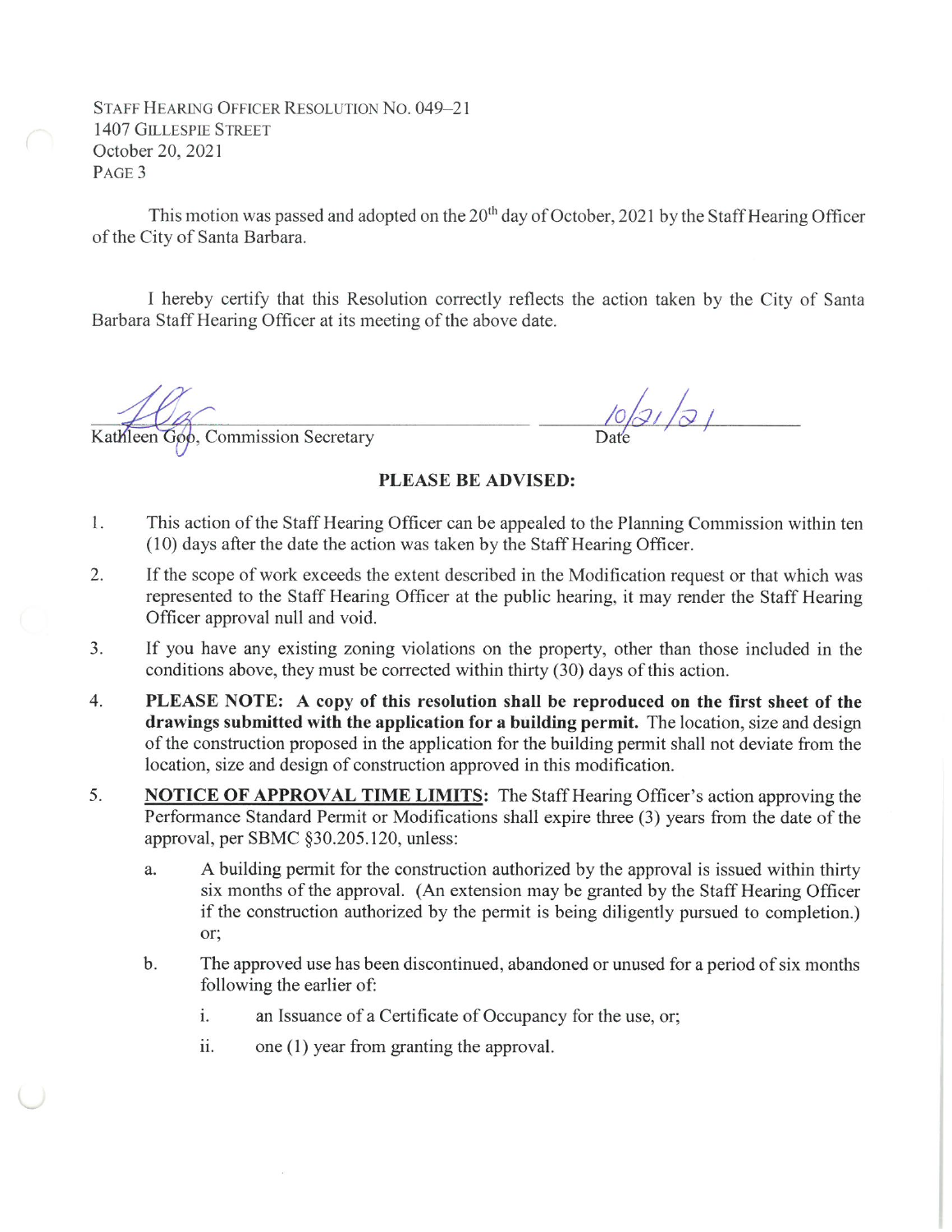This motion was passed and adopted on the 20th day of October, 2021 by the Staff Hearing Officer of the City of Santa Barbara.

I hereby certify that this Resolution correctly reflects the action taken by the City of Santa Barbara Staff Hearing Officer at its meeting of the above date.

Kathleen Goo, Commission Secretary

10/21/21
Date

**PLEASE BE ADVISED:**

1. This action of the Staff Hearing Officer can be appealed to the Planning Commission within ten (10) days after the date the action was taken by the Staff Hearing Officer.

2. If the scope of work exceeds the extent described in the Modification request or that which was represented to the Staff Hearing Officer at the public hearing, it may render the Staff Hearing Officer approval null and void.

3. If you have any existing zoning violations on the property, other than those included in the conditions above, they must be corrected within thirty (30) days of this action.

4. **PLEASE NOTE: A copy of this resolution shall be reproduced on the first sheet of the drawings submitted with the application for a building permit.** The location, size and design of the construction proposed in the application for the building permit shall not deviate from the location, size and design of construction approved in this modification.

5. **<u>NOTICE OF APPROVAL TIME LIMITS</u>:** The Staff Hearing Officer's action approving the Performance Standard Permit or Modifications shall expire three (3) years from the date of the approval, per SBMC §30.205.120, unless:

   a. A building permit for the construction authorized by the approval is issued within thirty six months of the approval. (An extension may be granted by the Staff Hearing Officer if the construction authorized by the permit is being diligently pursued to completion.) or;

   b. The approved use has been discontinued, abandoned or unused for a period of six months following the earlier of:

      i. an Issuance of a Certificate of Occupancy for the use, or;

      ii. one (1) year from granting the approval.